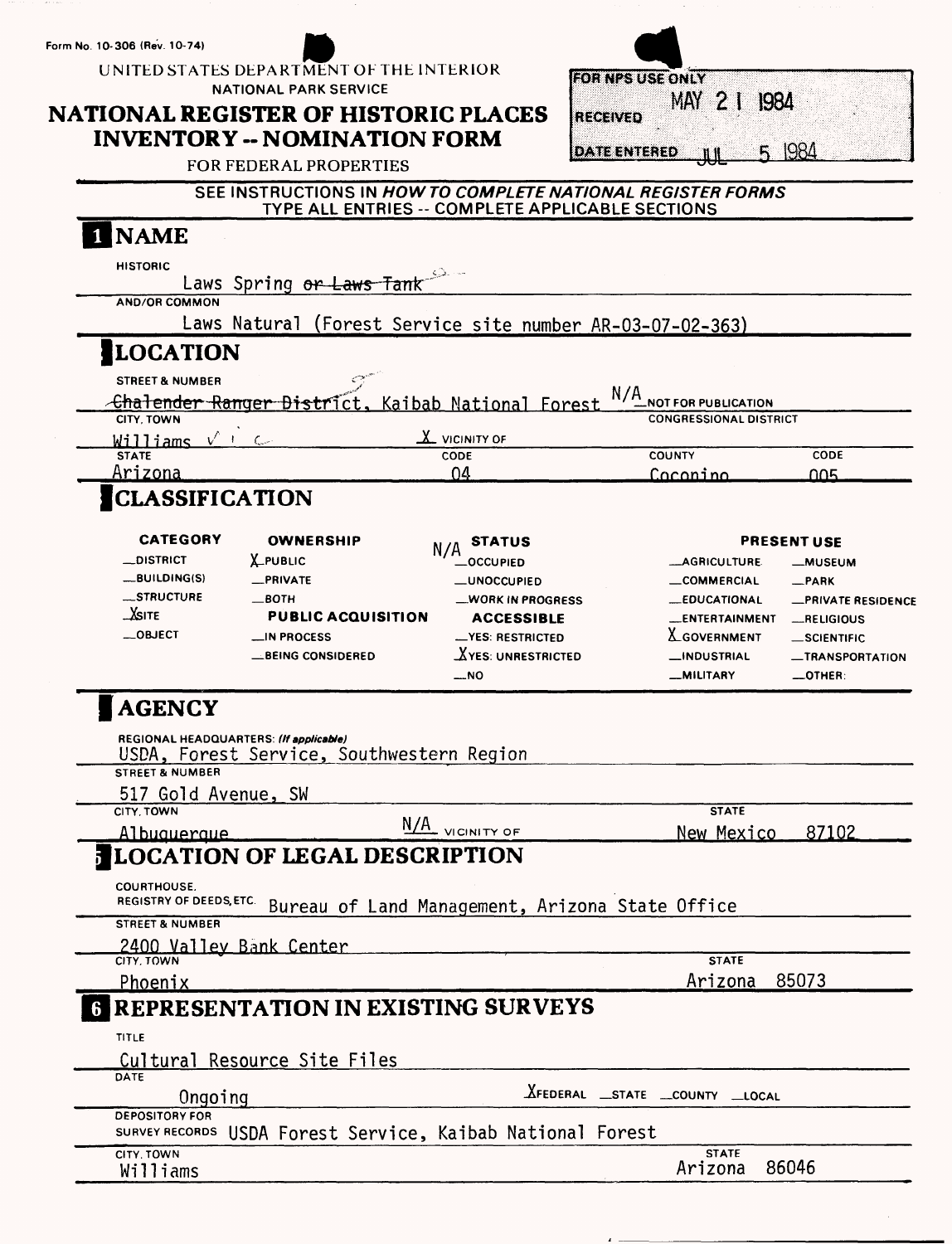Form No. 10-306 (Rev. 10-74)

UNITED STATES DEPARTMENT OF THE INTERIOR
NATIONAL PARK SERVICE

# NATIONAL REGISTER OF HISTORIC PLACES INVENTORY -- NOMINATION FORM

FOR FEDERAL PROPERTIES

| FOR NPS USE ONLY | |
|---|---|
| RECEIVED | MAY 21 1984 |
| DATE ENTERED | JUL 5 1984 |

SEE INSTRUCTIONS IN *HOW TO COMPLETE NATIONAL REGISTER FORMS*
TYPE ALL ENTRIES -- COMPLETE APPLICABLE SECTIONS

## 1 NAME

HISTORIC
Laws Spring ~~or Laws Tank~~

AND/OR COMMON
Laws Natural (Forest Service site number AR-03-07-02-363)

## 2 LOCATION

STREET & NUMBER
~~Chalender Ranger District~~, Kaibab National Forest — N/A NOT FOR PUBLICATION

CITY, TOWN
Williams — X VICINITY OF — CONGRESSIONAL DISTRICT

| STATE | CODE | COUNTY | CODE |
|---|---|---|---|
| Arizona | 04 | Coconino | 005 |

## 3 CLASSIFICATION

| CATEGORY | OWNERSHIP | STATUS (N/A) | PRESENT USE | |
|---|---|---|---|---|
| __DISTRICT | X PUBLIC | __OCCUPIED | __AGRICULTURE | __MUSEUM |
| __BUILDING(S) | __PRIVATE | __UNOCCUPIED | __COMMERCIAL | __PARK |
| __STRUCTURE | __BOTH | __WORK IN PROGRESS | __EDUCATIONAL | __PRIVATE RESIDENCE |
| X SITE | **PUBLIC ACQUISITION** | **ACCESSIBLE** | __ENTERTAINMENT | __RELIGIOUS |
| __OBJECT | __IN PROCESS | __YES: RESTRICTED | X GOVERNMENT | __SCIENTIFIC |
| | __BEING CONSIDERED | X YES: UNRESTRICTED | __INDUSTRIAL | __TRANSPORTATION |
| | | __NO | __MILITARY | __OTHER: |

## 4 AGENCY

REGIONAL HEADQUARTERS: *(If applicable)*
USDA, Forest Service, Southwestern Region

STREET & NUMBER
517 Gold Avenue, SW

CITY, TOWN
Albuquerque — N/A VICINITY OF — STATE: New Mexico 87102

## 5 LOCATION OF LEGAL DESCRIPTION

COURTHOUSE, REGISTRY OF DEEDS, ETC. Bureau of Land Management, Arizona State Office

STREET & NUMBER
2400 Valley Bank Center

CITY, TOWN
Phoenix — STATE: Arizona 85073

## 6 REPRESENTATION IN EXISTING SURVEYS

TITLE
Cultural Resource Site Files

DATE
Ongoing — X FEDERAL __STATE __COUNTY __LOCAL

DEPOSITORY FOR SURVEY RECORDS USDA Forest Service, Kaibab National Forest

CITY, TOWN
Williams — STATE: Arizona 86046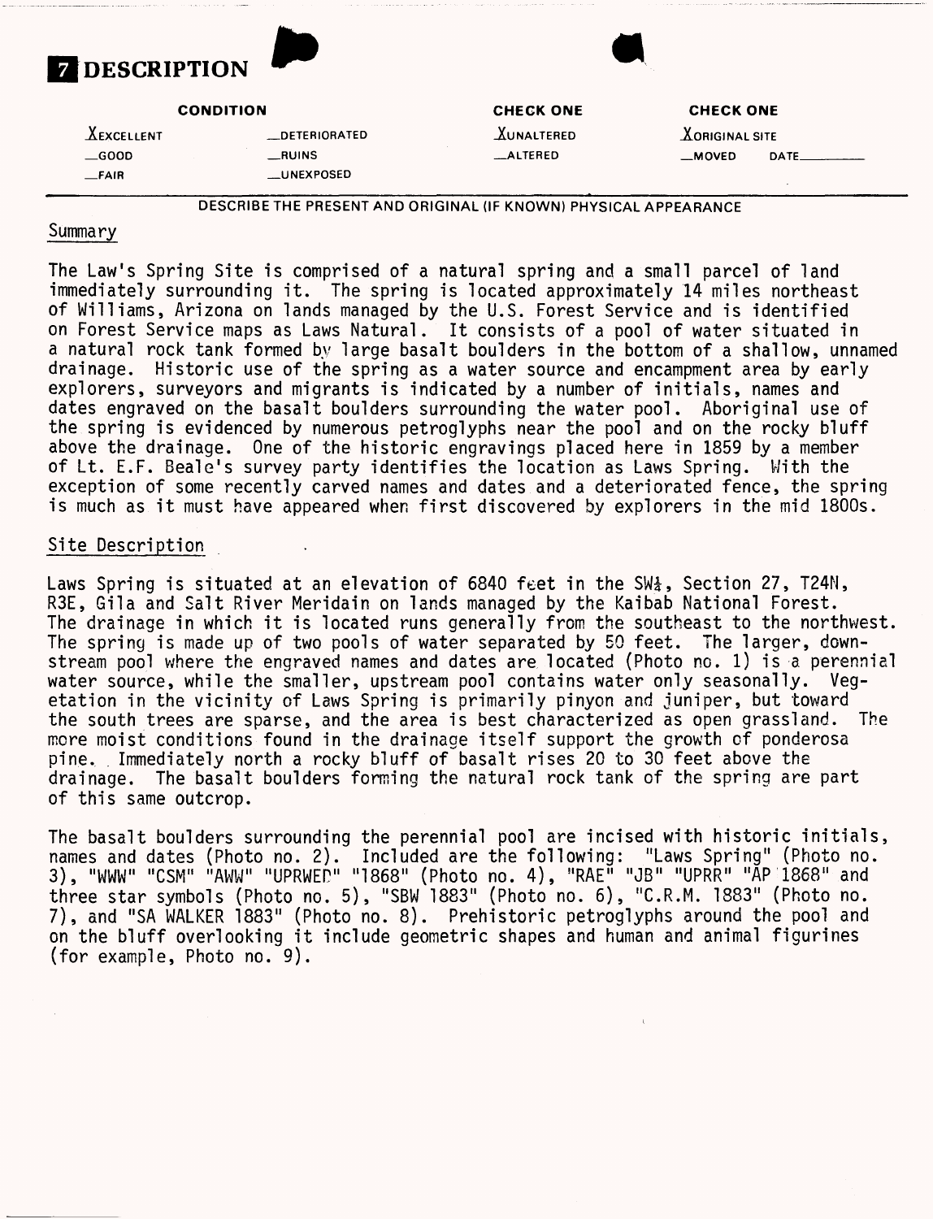# 7 DESCRIPTION

| CONDITION | | CHECK ONE | CHECK ONE |
|---|---|---|---|
| X EXCELLENT | __DETERIORATED | X UNALTERED | X ORIGINAL SITE |
| __GOOD | __RUINS | __ALTERED | __MOVED DATE______ |
| __FAIR | __UNEXPOSED | | |

DESCRIBE THE PRESENT AND ORIGINAL (IF KNOWN) PHYSICAL APPEARANCE

## Summary

The Law's Spring Site is comprised of a natural spring and a small parcel of land immediately surrounding it. The spring is located approximately 14 miles northeast of Williams, Arizona on lands managed by the U.S. Forest Service and is identified on Forest Service maps as Laws Natural. It consists of a pool of water situated in a natural rock tank formed by large basalt boulders in the bottom of a shallow, unnamed drainage. Historic use of the spring as a water source and encampment area by early explorers, surveyors and migrants is indicated by a number of initials, names and dates engraved on the basalt boulders surrounding the water pool. Aboriginal use of the spring is evidenced by numerous petroglyphs near the pool and on the rocky bluff above the drainage. One of the historic engravings placed here in 1859 by a member of Lt. E.F. Beale's survey party identifies the location as Laws Spring. With the exception of some recently carved names and dates and a deteriorated fence, the spring is much as it must have appeared when first discovered by explorers in the mid 1800s.

## Site Description

Laws Spring is situated at an elevation of 6840 feet in the SW¼, Section 27, T24N, R3E, Gila and Salt River Meridain on lands managed by the Kaibab National Forest. The drainage in which it is located runs generally from the southeast to the northwest. The spring is made up of two pools of water separated by 50 feet. The larger, downstream pool where the engraved names and dates are located (Photo no. 1) is a perennial water source, while the smaller, upstream pool contains water only seasonally. Vegetation in the vicinity of Laws Spring is primarily pinyon and juniper, but toward the south trees are sparse, and the area is best characterized as open grassland. The more moist conditions found in the drainage itself support the growth of ponderosa pine. Immediately north a rocky bluff of basalt rises 20 to 30 feet above the drainage. The basalt boulders forming the natural rock tank of the spring are part of this same outcrop.

The basalt boulders surrounding the perennial pool are incised with historic initials, names and dates (Photo no. 2). Included are the following: "Laws Spring" (Photo no. 3), "WWW" "CSM" "AWW" "UPRWED" "1868" (Photo no. 4), "RAE" "JB" "UPRR" "AP 1868" and three star symbols (Photo no. 5), "SBW 1883" (Photo no. 6), "C.R.M. 1883" (Photo no. 7), and "SA WALKER 1883" (Photo no. 8). Prehistoric petroglyphs around the pool and on the bluff overlooking it include geometric shapes and human and animal figurines (for example, Photo no. 9).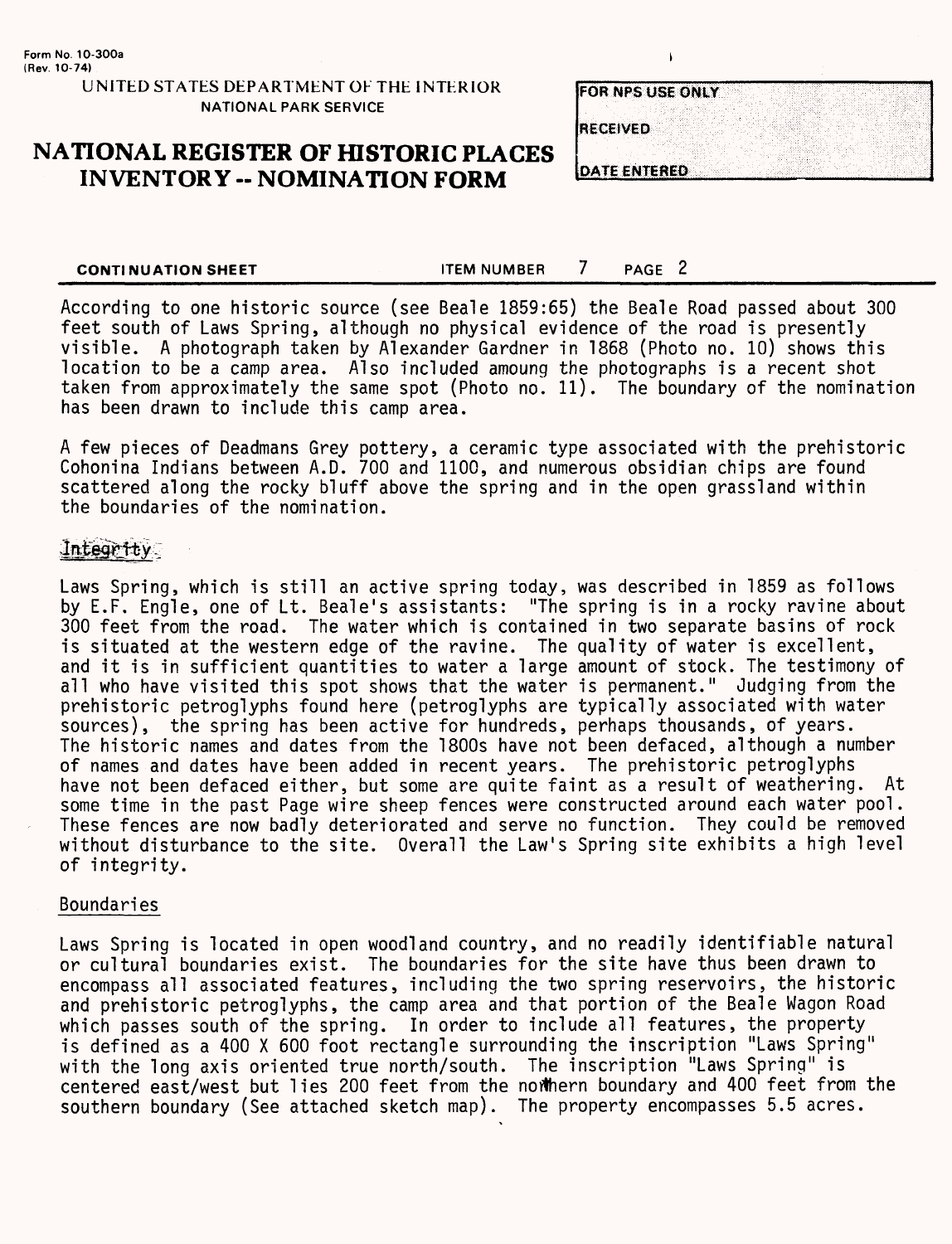According to one historic source (see Beale 1859:65) the Beale Road passed about 300 feet south of Laws Spring, although no physical evidence of the road is presently visible. A photograph taken by Alexander Gardner in 1868 (Photo no. 10) shows this location to be a camp area. Also included amoung the photographs is a recent shot taken from approximately the same spot (Photo no. 11). The boundary of the nomination has been drawn to include this camp area.

A few pieces of Deadmans Grey pottery, a ceramic type associated with the prehistoric Cohonina Indians between A.D. 700 and 1100, and numerous obsidian chips are found scattered along the rocky bluff above the spring and in the open grassland within the boundaries of the nomination.

## Integrity

Laws Spring, which is still an active spring today, was described in 1859 as follows by E.F. Engle, one of Lt. Beale's assistants: "The spring is in a rocky ravine about 300 feet from the road. The water which is contained in two separate basins of rock is situated at the western edge of the ravine. The quality of water is excellent, and it is in sufficient quantities to water a large amount of stock. The testimony of all who have visited this spot shows that the water is permanent." Judging from the prehistoric petroglyphs found here (petroglyphs are typically associated with water sources), the spring has been active for hundreds, perhaps thousands, of years. The historic names and dates from the 1800s have not been defaced, although a number of names and dates have been added in recent years. The prehistoric petroglyphs have not been defaced either, but some are quite faint as a result of weathering. At some time in the past Page wire sheep fences were constructed around each water pool. These fences are now badly deteriorated and serve no function. They could be removed without disturbance to the site. Overall the Law's Spring site exhibits a high level of integrity.

## Boundaries

Laws Spring is located in open woodland country, and no readily identifiable natural or cultural boundaries exist. The boundaries for the site have thus been drawn to encompass all associated features, including the two spring reservoirs, the historic and prehistoric petroglyphs, the camp area and that portion of the Beale Wagon Road which passes south of the spring. In order to include all features, the property is defined as a 400 X 600 foot rectangle surrounding the inscription "Laws Spring" with the long axis oriented true north/south. The inscription "Laws Spring" is centered east/west but lies 200 feet from the northern boundary and 400 feet from the southern boundary (See attached sketch map). The property encompasses 5.5 acres.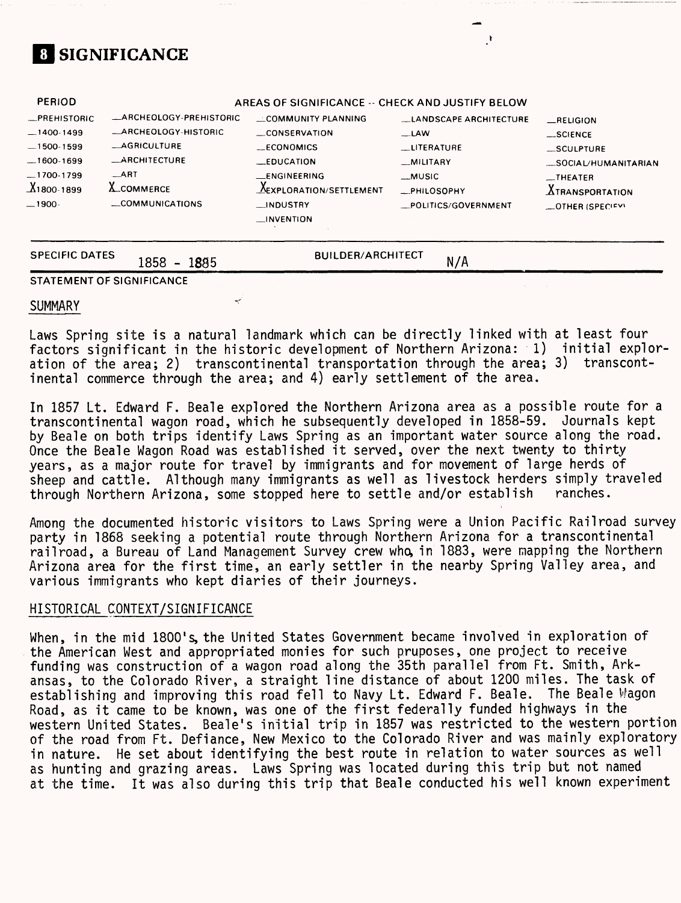# 8 SIGNIFICANCE

| PERIOD | AREAS OF SIGNIFICANCE -- CHECK AND JUSTIFY BELOW | | | |
|---|---|---|---|---|
| _PREHISTORIC | _ARCHEOLOGY-PREHISTORIC | _COMMUNITY PLANNING | _LANDSCAPE ARCHITECTURE | _RELIGION |
| _1400-1499 | _ARCHEOLOGY-HISTORIC | _CONSERVATION | _LAW | _SCIENCE |
| _1500-1599 | _AGRICULTURE | _ECONOMICS | _LITERATURE | _SCULPTURE |
| _1600-1699 | _ARCHITECTURE | _EDUCATION | _MILITARY | _SOCIAL/HUMANITARIAN |
| _1700-1799 | _ART | _ENGINEERING | _MUSIC | _THEATER |
| X1800-1899 | X COMMERCE | X EXPLORATION/SETTLEMENT | _PHILOSOPHY | X TRANSPORTATION |
| _1900- | _COMMUNICATIONS | _INDUSTRY | _POLITICS/GOVERNMENT | _OTHER (SPECIFY) |
| | | _INVENTION | | |

SPECIFIC DATES 1858 - 1885 BUILDER/ARCHITECT N/A

STATEMENT OF SIGNIFICANCE

SUMMARY

Laws Spring site is a natural landmark which can be directly linked with at least four factors significant in the historic development of Northern Arizona: 1) initial exploration of the area; 2) transcontinental transportation through the area; 3) transcontinental commerce through the area; and 4) early settlement of the area.

In 1857 Lt. Edward F. Beale explored the Northern Arizona area as a possible route for a transcontinental wagon road, which he subsequently developed in 1858-59. Journals kept by Beale on both trips identify Laws Spring as an important water source along the road. Once the Beale Wagon Road was established it served, over the next twenty to thirty years, as a major route for travel by immigrants and for movement of large herds of sheep and cattle. Although many immigrants as well as livestock herders simply traveled through Northern Arizona, some stopped here to settle and/or establish ranches.

Among the documented historic visitors to Laws Spring were a Union Pacific Railroad survey party in 1868 seeking a potential route through Northern Arizona for a transcontinental railroad, a Bureau of Land Management Survey crew who, in 1883, were mapping the Northern Arizona area for the first time, an early settler in the nearby Spring Valley area, and various immigrants who kept diaries of their journeys.

HISTORICAL CONTEXT/SIGNIFICANCE

When, in the mid 1800's, the United States Government became involved in exploration of the American West and appropriated monies for such pruposes, one project to receive funding was construction of a wagon road along the 35th parallel from Ft. Smith, Arkansas, to the Colorado River, a straight line distance of about 1200 miles. The task of establishing and improving this road fell to Navy Lt. Edward F. Beale. The Beale Wagon Road, as it came to be known, was one of the first federally funded highways in the western United States. Beale's initial trip in 1857 was restricted to the western portion of the road from Ft. Defiance, New Mexico to the Colorado River and was mainly exploratory in nature. He set about identifying the best route in relation to water sources as well as hunting and grazing areas. Laws Spring was located during this trip but not named at the time. It was also during this trip that Beale conducted his well known experiment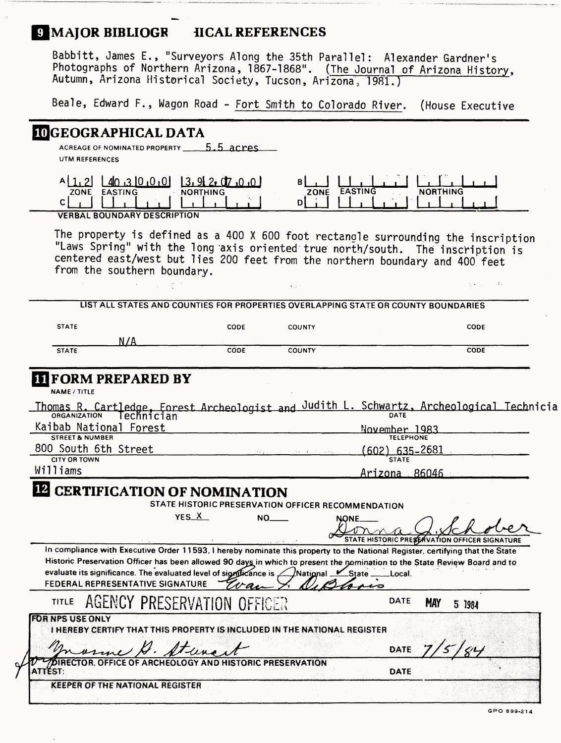## 9 MAJOR BIBLIOGRAPHICAL REFERENCES

Babbitt, James E., "Surveyors Along the 35th Parallel: Alexander Gardner's Photographs of Northern Arizona, 1867-1868". (The Journal of Arizona History, Autumn, Arizona Historical Society, Tucson, Arizona, 1981.)

Beale, Edward F., Wagon Road - Fort Smith to Colorado River. (House Executive

## 10 GEOGRAPHICAL DATA

ACREAGE OF NOMINATED PROPERTY 5.5 acres

UTM REFERENCES

| | ZONE | EASTING | NORTHING | | ZONE | EASTING | NORTHING |
|---|---|---|---|---|---|---|---|
| A | 12 | 403000 | 3920700 | B | | | |
| C | | | | D | | | |

VERBAL BOUNDARY DESCRIPTION

The property is defined as a 400 X 600 foot rectangle surrounding the inscription "Laws Spring" with the long axis oriented true north/south. The inscription is centered east/west but lies 200 feet from the northern boundary and 400 feet from the southern boundary.

LIST ALL STATES AND COUNTIES FOR PROPERTIES OVERLAPPING STATE OR COUNTY BOUNDARIES

| STATE | CODE | COUNTY | CODE |
|---|---|---|---|
| N/A | | | |
| | | | |

## 11 FORM PREPARED BY

NAME / TITLE

Thomas R. Cartledge, Forest Archeologist and Judith L. Schwartz, Archeological Technician

| ORGANIZATION | DATE |
|---|---|
| Kaibab National Forest | November 1983 |

| STREET & NUMBER | TELEPHONE |
|---|---|
| 800 South 6th Street | (602) 635-2681 |

| CITY OR TOWN | STATE |
|---|---|
| Williams | Arizona 86046 |

## 12 CERTIFICATION OF NOMINATION

STATE HISTORIC PRESERVATION OFFICER RECOMMENDATION

YES X NO___ NONE___

Donna J. Schober
STATE HISTORIC PRESERVATION OFFICER SIGNATURE

In compliance with Executive Order 11593, I hereby nominate this property to the National Register, certifying that the State Historic Preservation Officer has been allowed 90 days in which to present the nomination to the State Review Board and to evaluate its significance. The evaluated level of significance is ___National ✓ State ___Local.

FEDERAL REPRESENTATIVE SIGNATURE Evan I. DeBloois

TITLE AGENCY PRESERVATION OFFICER DATE MAY 5 1984

FOR NPS USE ONLY

I HEREBY CERTIFY THAT THIS PROPERTY IS INCLUDED IN THE NATIONAL REGISTER

Yvonne D. Stewart DATE 7/5/84

DIRECTOR, OFFICE OF ARCHEOLOGY AND HISTORIC PRESERVATION

ATTEST: DATE

KEEPER OF THE NATIONAL REGISTER

GPO 899-214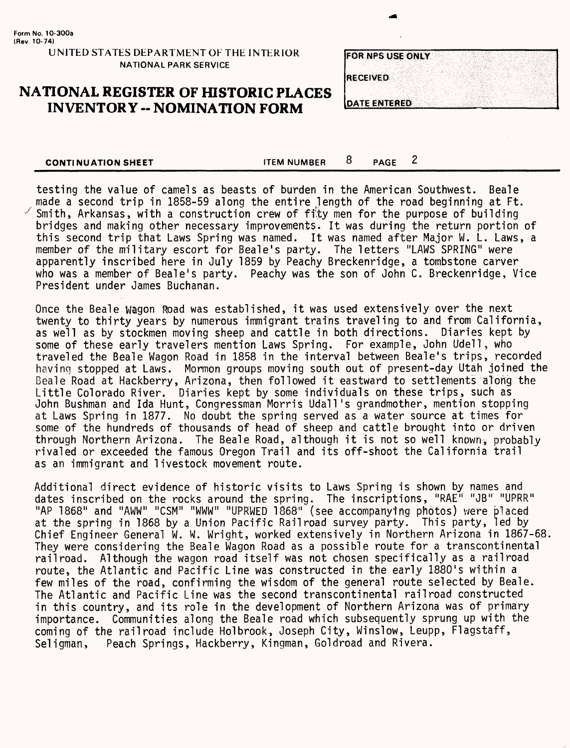Form No. 10-300a
(Rev. 10-74)

UNITED STATES DEPARTMENT OF THE INTERIOR
NATIONAL PARK SERVICE

# NATIONAL REGISTER OF HISTORIC PLACES INVENTORY -- NOMINATION FORM

| FOR NPS USE ONLY |
|---|
| RECEIVED |
| DATE ENTERED |

**CONTINUATION SHEET** ITEM NUMBER 8 PAGE 2

testing the value of camels as beasts of burden in the American Southwest. Beale made a second trip in 1858-59 along the entire length of the road beginning at Ft. Smith, Arkansas, with a construction crew of fity men for the purpose of building bridges and making other necessary improvements. It was during the return portion of this second trip that Laws Spring was named. It was named after Major W. L. Laws, a member of the military escort for Beale's party. The letters "LAWS SPRING" were apparently inscribed here in July 1859 by Peachy Breckenridge, a tombstone carver who was a member of Beale's party. Peachy was the son of John C. Breckenridge, Vice President under James Buchanan.

Once the Beale Wagon Road was established, it was used extensively over the next twenty to thirty years by numerous immigrant trains traveling to and from California, as well as by stockmen moving sheep and cattle in both directions. Diaries kept by some of these early travelers mention Laws Spring. For example, John Udell, who traveled the Beale Wagon Road in 1858 in the interval between Beale's trips, recorded having stopped at Laws. Mormon groups moving south out of present-day Utah joined the Beale Road at Hackberry, Arizona, then followed it eastward to settlements along the Little Colorado River. Diaries kept by some individuals on these trips, such as John Bushman and Ida Hunt, Congressman Morris Udall's grandmother, mention stopping at Laws Spring in 1877. No doubt the spring served as a water source at times for some of the hundreds of thousands of head of sheep and cattle brought into or driven through Northern Arizona. The Beale Road, although it is not so well known, probably rivaled or exceeded the famous Oregon Trail and its off-shoot the California trail as an immigrant and livestock movement route.

Additional direct evidence of historic visits to Laws Spring is shown by names and dates inscribed on the rocks around the spring. The inscriptions, "RAE" "JB" "UPRR" "AP 1868" and "AWW" "CSM" "WWW" "UPRWED 1868" (see accompanying photos) were placed at the spring in 1868 by a Union Pacific Railroad survey party. This party, led by Chief Engineer General W. W. Wright, worked extensively in Northern Arizona in 1867-68. They were considering the Beale Wagon Road as a possible route for a transcontinental railroad. Although the wagon road itself was not chosen specifically as a railroad route, the Atlantic and Pacific Line was constructed in the early 1880's within a few miles of the road, confirming the wisdom of the general route selected by Beale. The Atlantic and Pacific Line was the second transcontinental railroad constructed in this country, and its role in the development of Northern Arizona was of primary importance. Communities along the Beale road which subsequently sprung up with the coming of the railroad include Holbrook, Joseph City, Winslow, Leupp, Flagstaff, Seligman, Peach Springs, Hackberry, Kingman, Goldroad and Rivera.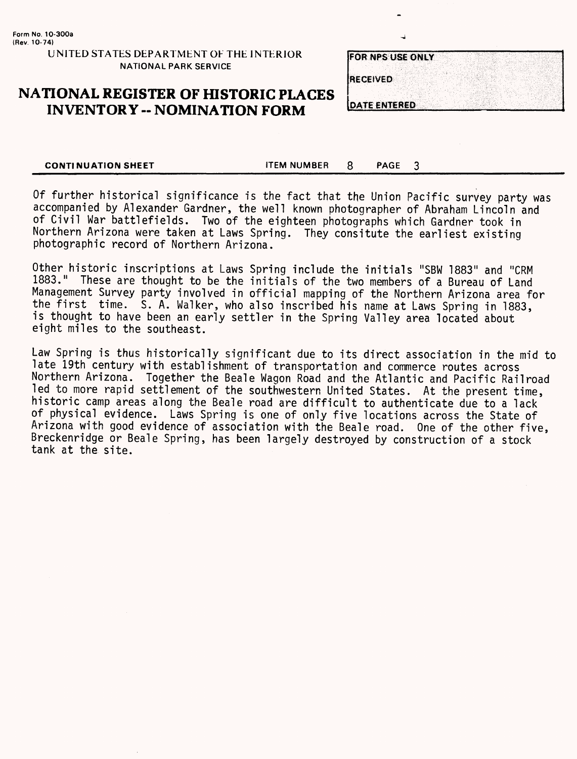Form No. 10-300a
(Rev. 10-74)

UNITED STATES DEPARTMENT OF THE INTERIOR
NATIONAL PARK SERVICE

# NATIONAL REGISTER OF HISTORIC PLACES INVENTORY -- NOMINATION FORM

| FOR NPS USE ONLY |
| --- |
| RECEIVED |
| DATE ENTERED |

**CONTINUATION SHEET** ITEM NUMBER 8 PAGE 3

Of further historical significance is the fact that the Union Pacific survey party was accompanied by Alexander Gardner, the well known photographer of Abraham Lincoln and of Civil War battlefields. Two of the eighteen photographs which Gardner took in Northern Arizona were taken at Laws Spring. They consitute the earliest existing photographic record of Northern Arizona.

Other historic inscriptions at Laws Spring include the initials "SBW 1883" and "CRM 1883." These are thought to be the initials of the two members of a Bureau of Land Management Survey party involved in official mapping of the Northern Arizona area for the first time. S. A. Walker, who also inscribed his name at Laws Spring in 1883, is thought to have been an early settler in the Spring Valley area located about eight miles to the southeast.

Law Spring is thus historically significant due to its direct association in the mid to late 19th century with establishment of transportation and commerce routes across Northern Arizona. Together the Beale Wagon Road and the Atlantic and Pacific Railroad led to more rapid settlement of the southwestern United States. At the present time, historic camp areas along the Beale road are difficult to authenticate due to a lack of physical evidence. Laws Spring is one of only five locations across the State of Arizona with good evidence of association with the Beale road. One of the other five, Breckenridge or Beale Spring, has been largely destroyed by construction of a stock tank at the site.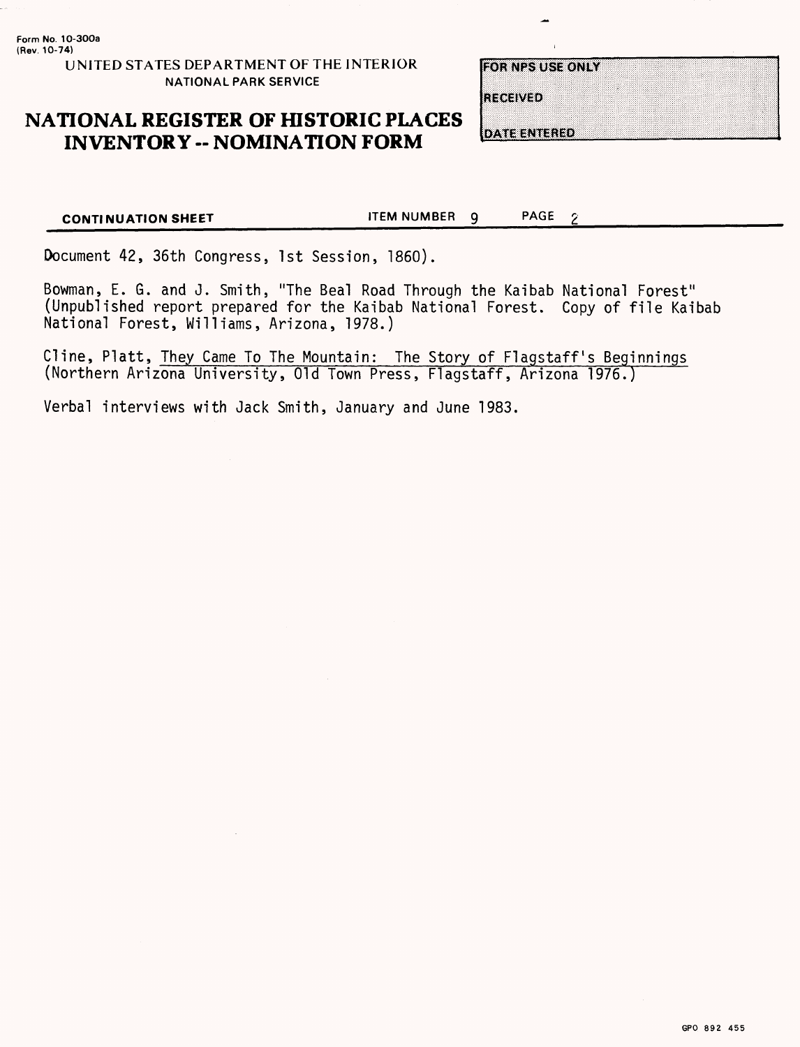Form No. 10-300a
(Rev. 10-74)

UNITED STATES DEPARTMENT OF THE INTERIOR
NATIONAL PARK SERVICE

# NATIONAL REGISTER OF HISTORIC PLACES INVENTORY -- NOMINATION FORM

| FOR NPS USE ONLY |
| --- |
| RECEIVED |
| DATE ENTERED |

**CONTINUATION SHEET** ITEM NUMBER 9 PAGE 2

Document 42, 36th Congress, 1st Session, 1860).

Bowman, E. G. and J. Smith, "The Beal Road Through the Kaibab National Forest" (Unpublished report prepared for the Kaibab National Forest. Copy of file Kaibab National Forest, Williams, Arizona, 1978.)

Cline, Platt, They Came To The Mountain: The Story of Flagstaff's Beginnings (Northern Arizona University, Old Town Press, Flagstaff, Arizona 1976.)

Verbal interviews with Jack Smith, January and June 1983.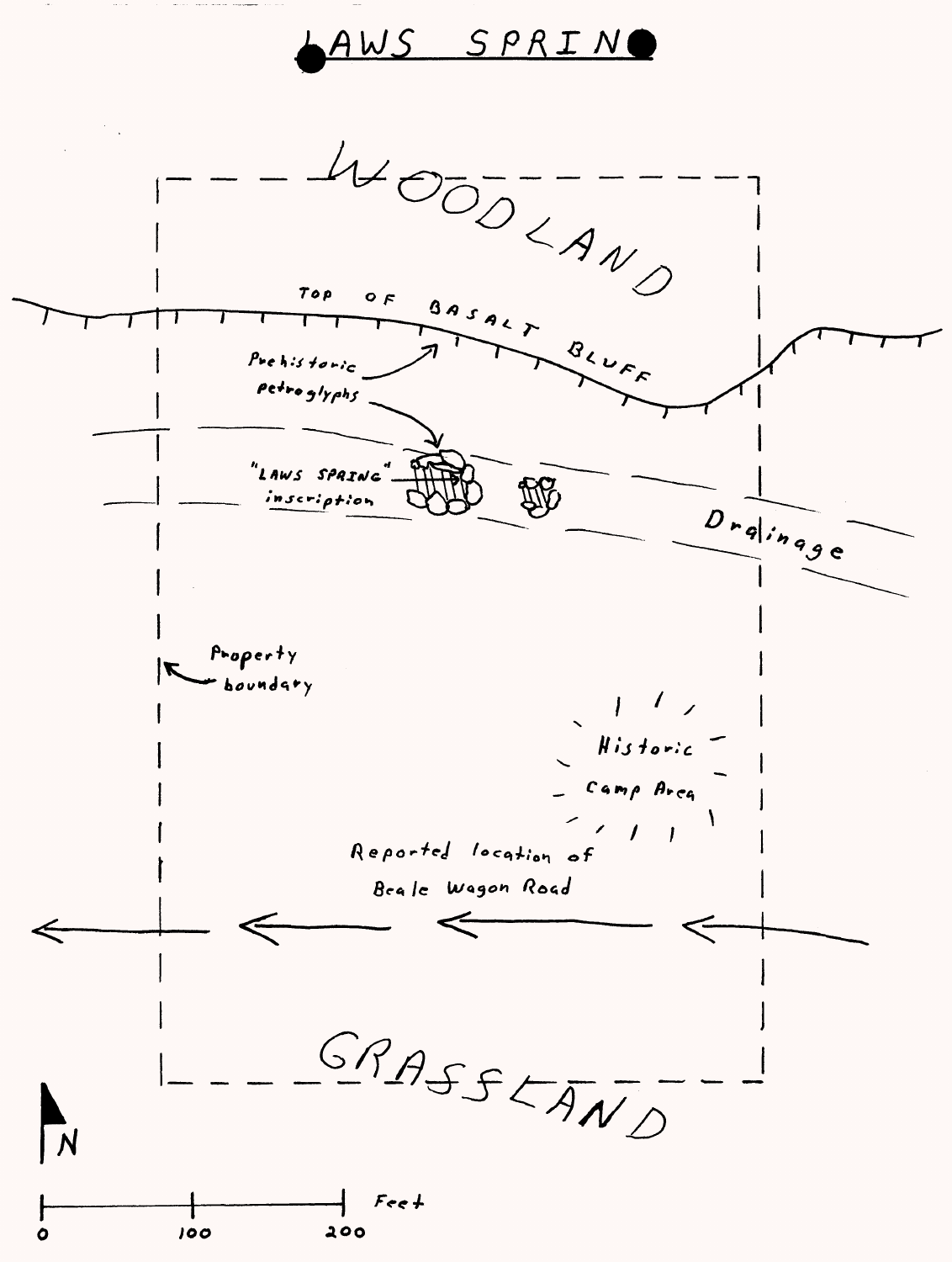# LAWS SPRING

WOODLAND

TOP OF BASALT BLUFF

Prehistoric petroglyphs

"LAWS SPRING" inscription

Drainage

Property boundary

Historic Camp Area

Reported location of Beale Wagon Road

GRASSLAND

N

0 100 200 Feet